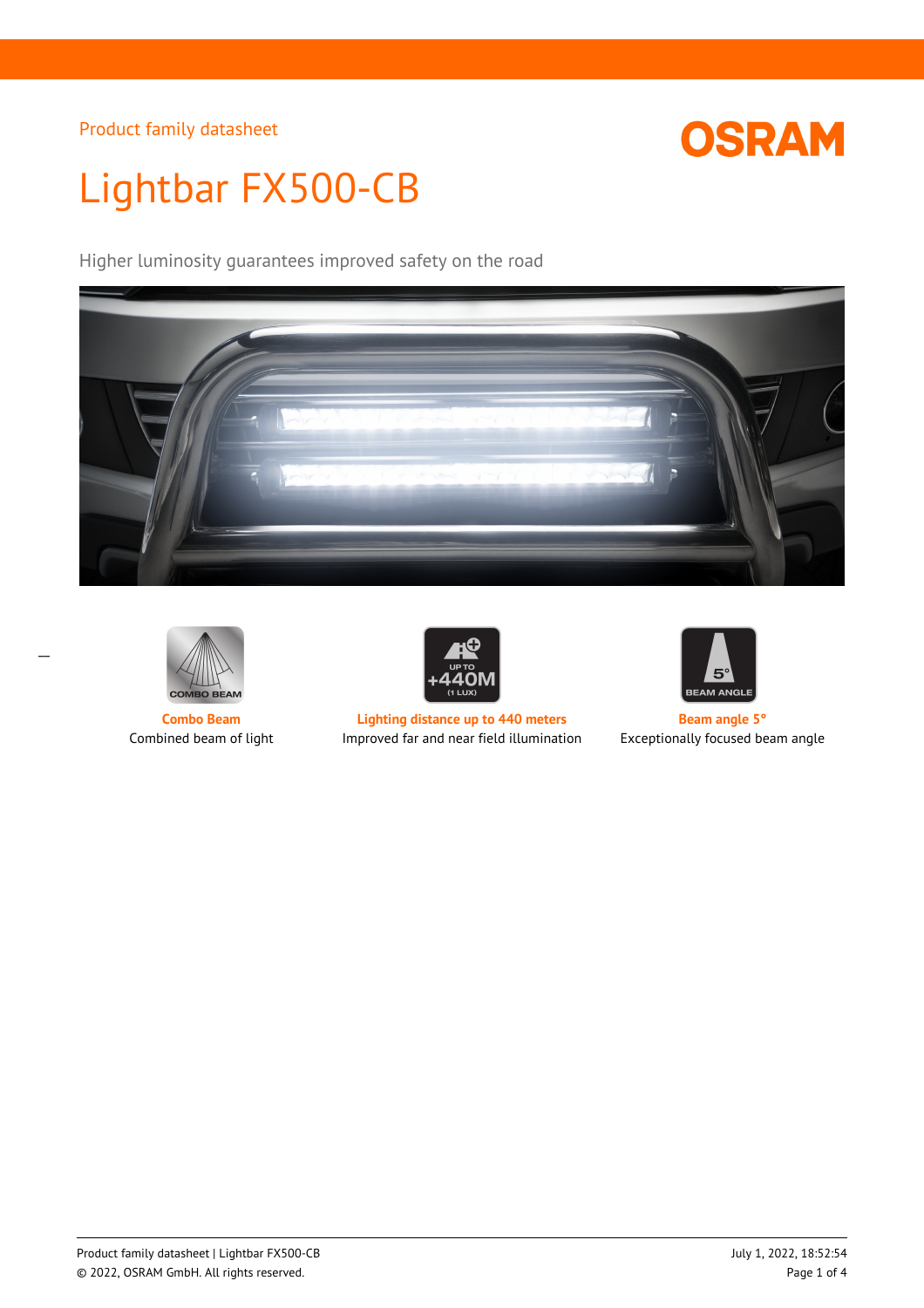Product family datasheet

# Lightbar FX500-CB

Higher luminosity guarantees improved safety on the road

**Combo Beam**
Combined beam of light

**Lighting distance up to 440 meters**
Improved far and near field illumination

**Beam angle 5°**
Exceptionally focused beam angle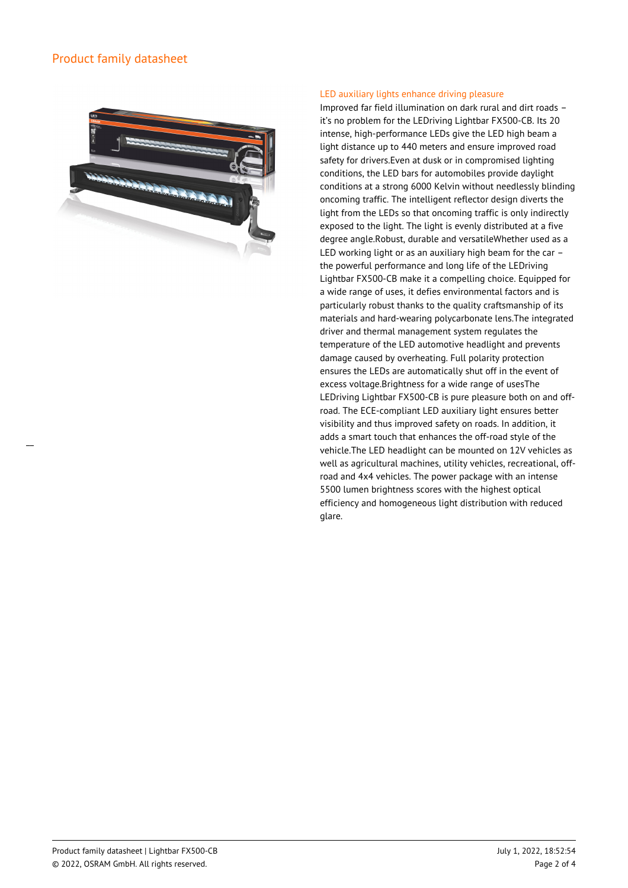## LED auxiliary lights enhance driving pleasure

Improved far field illumination on dark rural and dirt roads – it's no problem for the LEDriving Lightbar FX500-CB. Its 20 intense, high-performance LEDs give the LED high beam a light distance up to 440 meters and ensure improved road safety for drivers.Even at dusk or in compromised lighting conditions, the LED bars for automobiles provide daylight conditions at a strong 6000 Kelvin without needlessly blinding oncoming traffic. The intelligent reflector design diverts the light from the LEDs so that oncoming traffic is only indirectly exposed to the light. The light is evenly distributed at a five degree angle.Robust, durable and versatileWhether used as a LED working light or as an auxiliary high beam for the car – the powerful performance and long life of the LEDriving Lightbar FX500-CB make it a compelling choice. Equipped for a wide range of uses, it defies environmental factors and is particularly robust thanks to the quality craftsmanship of its materials and hard-wearing polycarbonate lens.The integrated driver and thermal management system regulates the temperature of the LED automotive headlight and prevents damage caused by overheating. Full polarity protection ensures the LEDs are automatically shut off in the event of excess voltage.Brightness for a wide range of usesThe LEDriving Lightbar FX500-CB is pure pleasure both on and off-road. The ECE-compliant LED auxiliary light ensures better visibility and thus improved safety on roads. In addition, it adds a smart touch that enhances the off-road style of the vehicle.The LED headlight can be mounted on 12V vehicles as well as agricultural machines, utility vehicles, recreational, off-road and 4x4 vehicles. The power package with an intense 5500 lumen brightness scores with the highest optical efficiency and homogeneous light distribution with reduced glare.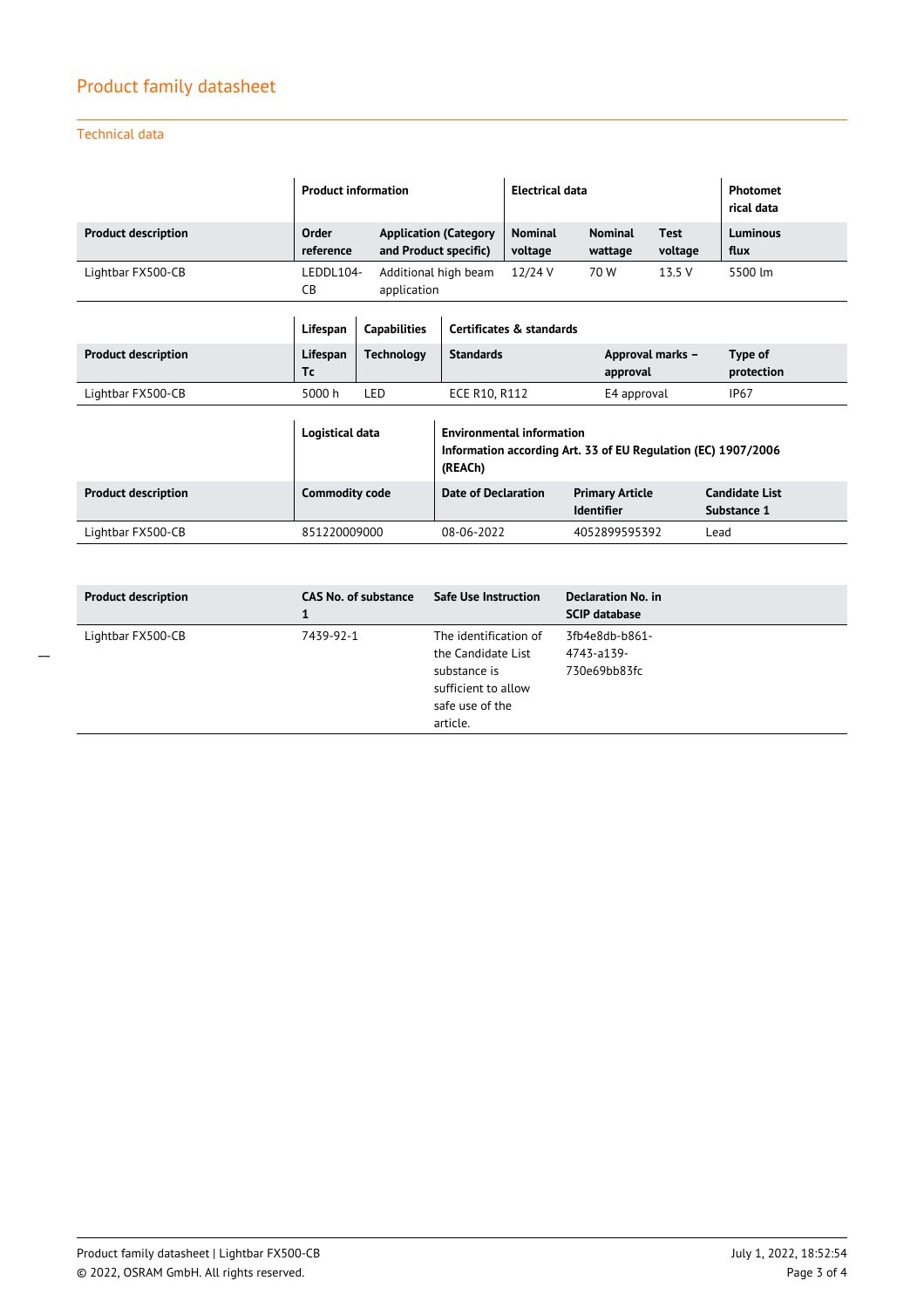## Product family datasheet

### Technical data

| | Product information | | Electrical data | | | Photometrical data |
|---|---|---|---|---|---|---|
| **Product description** | **Order reference** | **Application (Category and Product specific)** | **Nominal voltage** | **Nominal wattage** | **Test voltage** | **Luminous flux** |
| Lightbar FX500-CB | LEDDL104-CB | Additional high beam application | 12/24 V | 70 W | 13.5 V | 5500 lm |

| | Lifespan | Capabilities | Certificates & standards | | |
|---|---|---|---|---|---|
| **Product description** | **Lifespan Tc** | **Technology** | **Standards** | **Approval marks – approval** | **Type of protection** |
| Lightbar FX500-CB | 5000 h | LED | ECE R10, R112 | E4 approval | IP67 |

| | Logistical data | Environmental information Information according Art. 33 of EU Regulation (EC) 1907/2006 (REACh) | | |
|---|---|---|---|---|
| **Product description** | **Commodity code** | **Date of Declaration** | **Primary Article Identifier** | **Candidate List Substance 1** |
| Lightbar FX500-CB | 851220009000 | 08-06-2022 | 4052899595392 | Lead |

| **Product description** | **CAS No. of substance 1** | **Safe Use Instruction** | **Declaration No. in SCIP database** |
|---|---|---|---|
| Lightbar FX500-CB | 7439-92-1 | The identification of the Candidate List substance is sufficient to allow safe use of the article. | 3fb4e8db-b861-4743-a139-730e69bb83fc |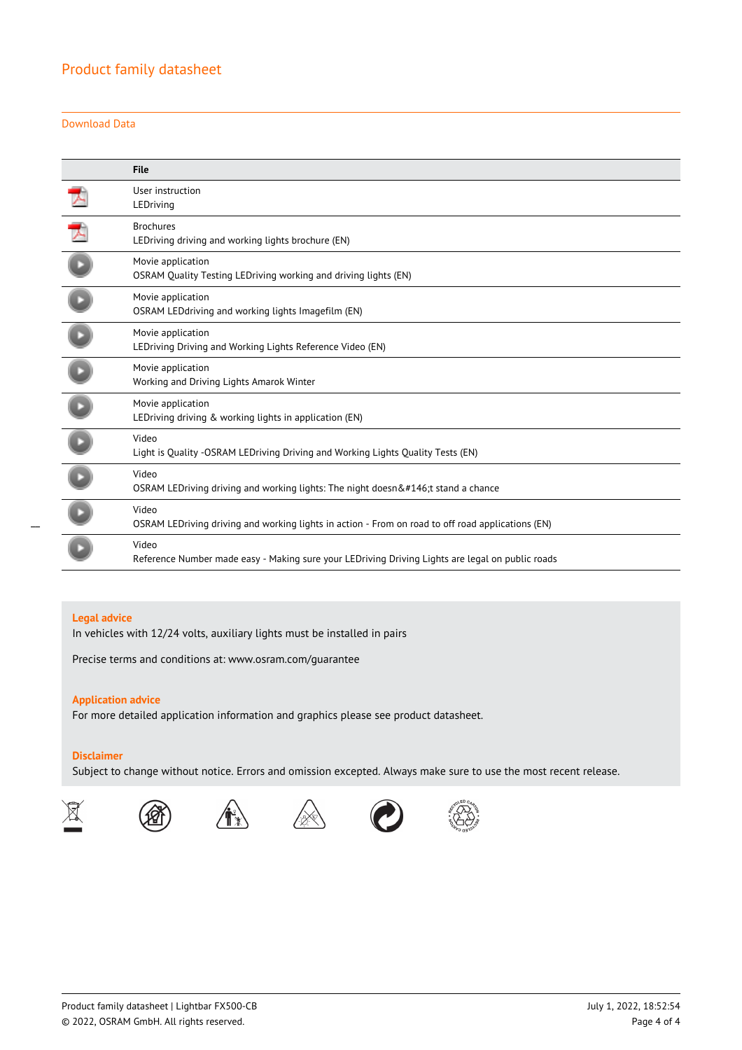## Download Data

| | File |
|---|---|
| | User instruction<br>LEDriving |
| | Brochures<br>LEDriving driving and working lights brochure (EN) |
| | Movie application<br>OSRAM Quality Testing LEDriving working and driving lights (EN) |
| | Movie application<br>OSRAM LEDdriving and working lights Imagefilm (EN) |
| | Movie application<br>LEDriving Driving and Working Lights Reference Video (EN) |
| | Movie application<br>Working and Driving Lights Amarok Winter |
| | Movie application<br>LEDriving driving & working lights in application (EN) |
| | Video<br>Light is Quality -OSRAM LEDriving Driving and Working Lights Quality Tests (EN) |
| | Video<br>OSRAM LEDriving driving and working lights: The night doesn&#146;t stand a chance |
| | Video<br>OSRAM LEDriving driving and working lights in action - From on road to off road applications (EN) |
| | Video<br>Reference Number made easy - Making sure your LEDriving Driving Lights are legal on public roads |

**Legal advice**

In vehicles with 12/24 volts, auxiliary lights must be installed in pairs

Precise terms and conditions at: www.osram.com/guarantee

**Application advice**

For more detailed application information and graphics please see product datasheet.

**Disclaimer**

Subject to change without notice. Errors and omission excepted. Always make sure to use the most recent release.

Product family datasheet | Lightbar FX500-CB

July 1, 2022, 18:52:54

© 2022, OSRAM GmbH. All rights reserved.